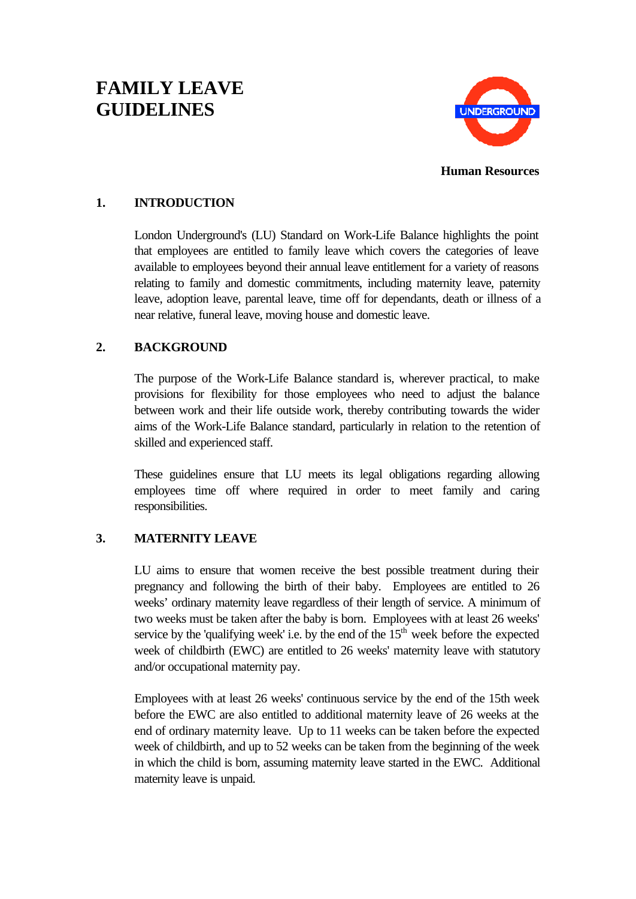# FAMILY LEAVE GUIDELINES

UNDERGROUND

**Human Resources**

## 1. INTRODUCTION

London Underground's (LU) Standard on Work-Life Balance highlights the point that employees are entitled to family leave which covers the categories of leave available to employees beyond their annual leave entitlement for a variety of reasons relating to family and domestic commitments, including maternity leave, paternity leave, adoption leave, parental leave, time off for dependants, death or illness of a near relative, funeral leave, moving house and domestic leave.

## 2. BACKGROUND

The purpose of the Work-Life Balance standard is, wherever practical, to make provisions for flexibility for those employees who need to adjust the balance between work and their life outside work, thereby contributing towards the wider aims of the Work-Life Balance standard, particularly in relation to the retention of skilled and experienced staff.

These guidelines ensure that LU meets its legal obligations regarding allowing employees time off where required in order to meet family and caring responsibilities.

## 3. MATERNITY LEAVE

LU aims to ensure that women receive the best possible treatment during their pregnancy and following the birth of their baby. Employees are entitled to 26 weeks' ordinary maternity leave regardless of their length of service. A minimum of two weeks must be taken after the baby is born. Employees with at least 26 weeks' service by the 'qualifying week' i.e. by the end of the 15th week before the expected week of childbirth (EWC) are entitled to 26 weeks' maternity leave with statutory and/or occupational maternity pay.

Employees with at least 26 weeks' continuous service by the end of the 15th week before the EWC are also entitled to additional maternity leave of 26 weeks at the end of ordinary maternity leave. Up to 11 weeks can be taken before the expected week of childbirth, and up to 52 weeks can be taken from the beginning of the week in which the child is born, assuming maternity leave started in the EWC. Additional maternity leave is unpaid.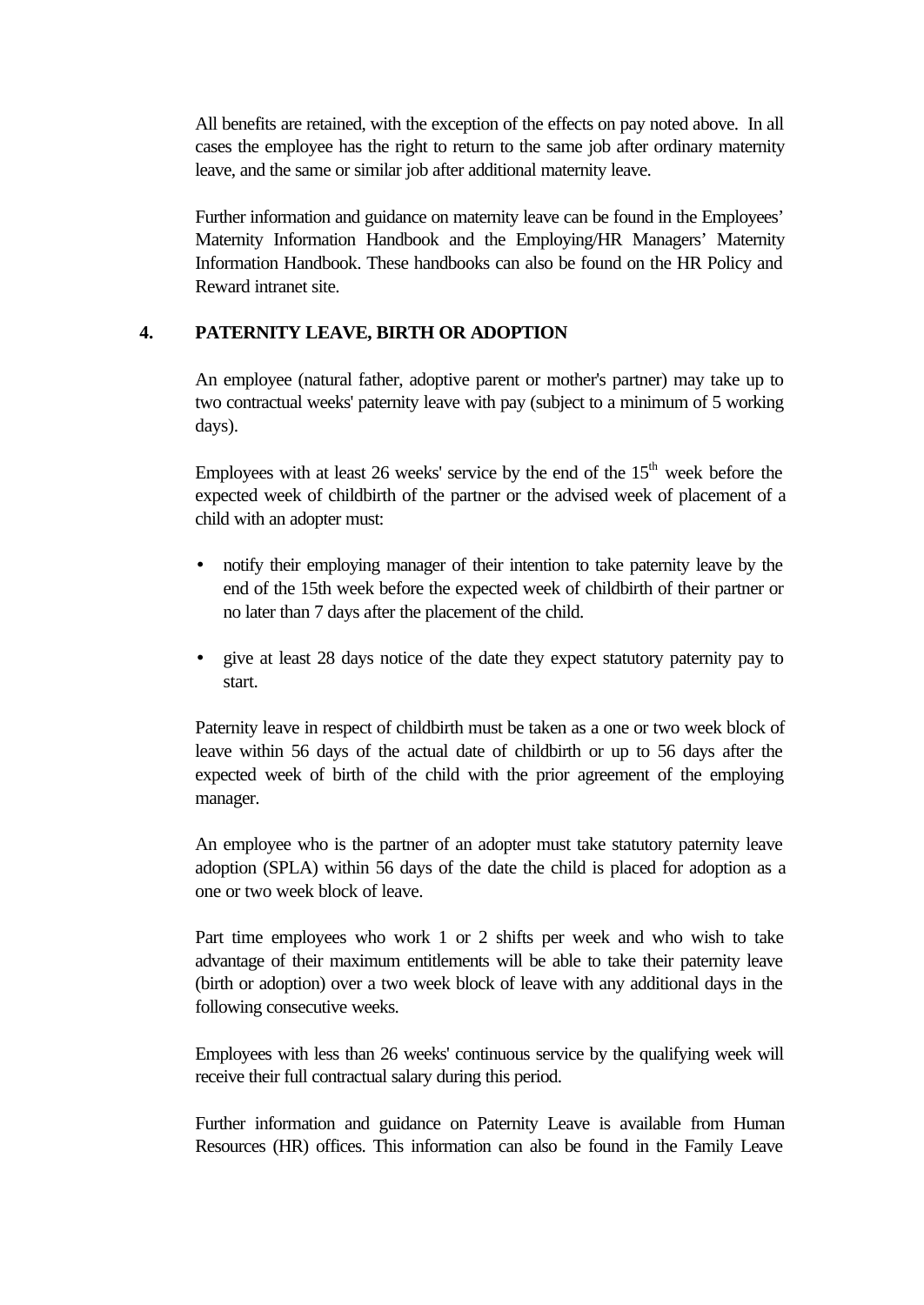All benefits are retained, with the exception of the effects on pay noted above. In all cases the employee has the right to return to the same job after ordinary maternity leave, and the same or similar job after additional maternity leave.

Further information and guidance on maternity leave can be found in the Employees' Maternity Information Handbook and the Employing/HR Managers' Maternity Information Handbook. These handbooks can also be found on the HR Policy and Reward intranet site.

## 4. PATERNITY LEAVE, BIRTH OR ADOPTION

An employee (natural father, adoptive parent or mother's partner) may take up to two contractual weeks' paternity leave with pay (subject to a minimum of 5 working days).

Employees with at least 26 weeks' service by the end of the 15th week before the expected week of childbirth of the partner or the advised week of placement of a child with an adopter must:

- notify their employing manager of their intention to take paternity leave by the end of the 15th week before the expected week of childbirth of their partner or no later than 7 days after the placement of the child.
- give at least 28 days notice of the date they expect statutory paternity pay to start.

Paternity leave in respect of childbirth must be taken as a one or two week block of leave within 56 days of the actual date of childbirth or up to 56 days after the expected week of birth of the child with the prior agreement of the employing manager.

An employee who is the partner of an adopter must take statutory paternity leave adoption (SPLA) within 56 days of the date the child is placed for adoption as a one or two week block of leave.

Part time employees who work 1 or 2 shifts per week and who wish to take advantage of their maximum entitlements will be able to take their paternity leave (birth or adoption) over a two week block of leave with any additional days in the following consecutive weeks.

Employees with less than 26 weeks' continuous service by the qualifying week will receive their full contractual salary during this period.

Further information and guidance on Paternity Leave is available from Human Resources (HR) offices. This information can also be found in the Family Leave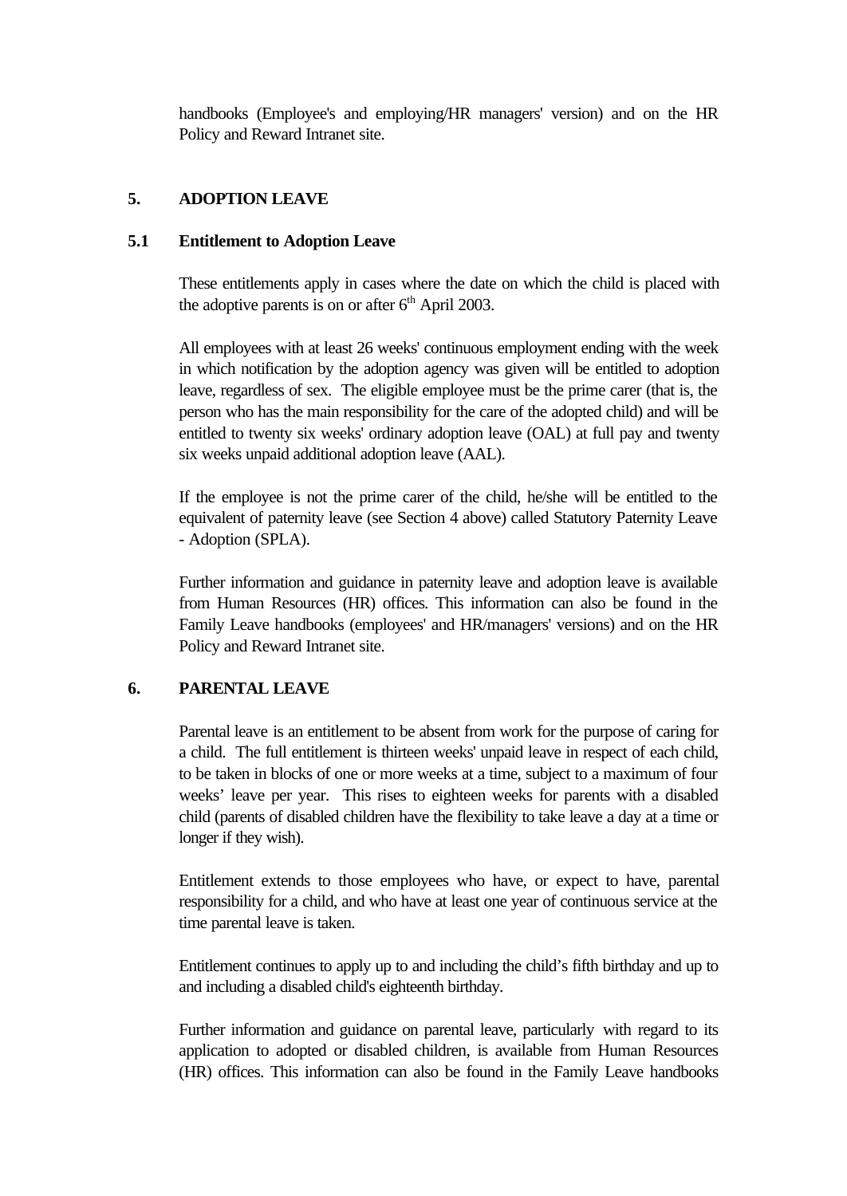handbooks (Employee's and employing/HR managers' version) and on the HR Policy and Reward Intranet site.

## 5. ADOPTION LEAVE

### 5.1 Entitlement to Adoption Leave

These entitlements apply in cases where the date on which the child is placed with the adoptive parents is on or after 6th April 2003.

All employees with at least 26 weeks' continuous employment ending with the week in which notification by the adoption agency was given will be entitled to adoption leave, regardless of sex. The eligible employee must be the prime carer (that is, the person who has the main responsibility for the care of the adopted child) and will be entitled to twenty six weeks' ordinary adoption leave (OAL) at full pay and twenty six weeks unpaid additional adoption leave (AAL).

If the employee is not the prime carer of the child, he/she will be entitled to the equivalent of paternity leave (see Section 4 above) called Statutory Paternity Leave - Adoption (SPLA).

Further information and guidance in paternity leave and adoption leave is available from Human Resources (HR) offices. This information can also be found in the Family Leave handbooks (employees' and HR/managers' versions) and on the HR Policy and Reward Intranet site.

## 6. PARENTAL LEAVE

Parental leave is an entitlement to be absent from work for the purpose of caring for a child. The full entitlement is thirteen weeks' unpaid leave in respect of each child, to be taken in blocks of one or more weeks at a time, subject to a maximum of four weeks' leave per year. This rises to eighteen weeks for parents with a disabled child (parents of disabled children have the flexibility to take leave a day at a time or longer if they wish).

Entitlement extends to those employees who have, or expect to have, parental responsibility for a child, and who have at least one year of continuous service at the time parental leave is taken.

Entitlement continues to apply up to and including the child's fifth birthday and up to and including a disabled child's eighteenth birthday.

Further information and guidance on parental leave, particularly with regard to its application to adopted or disabled children, is available from Human Resources (HR) offices. This information can also be found in the Family Leave handbooks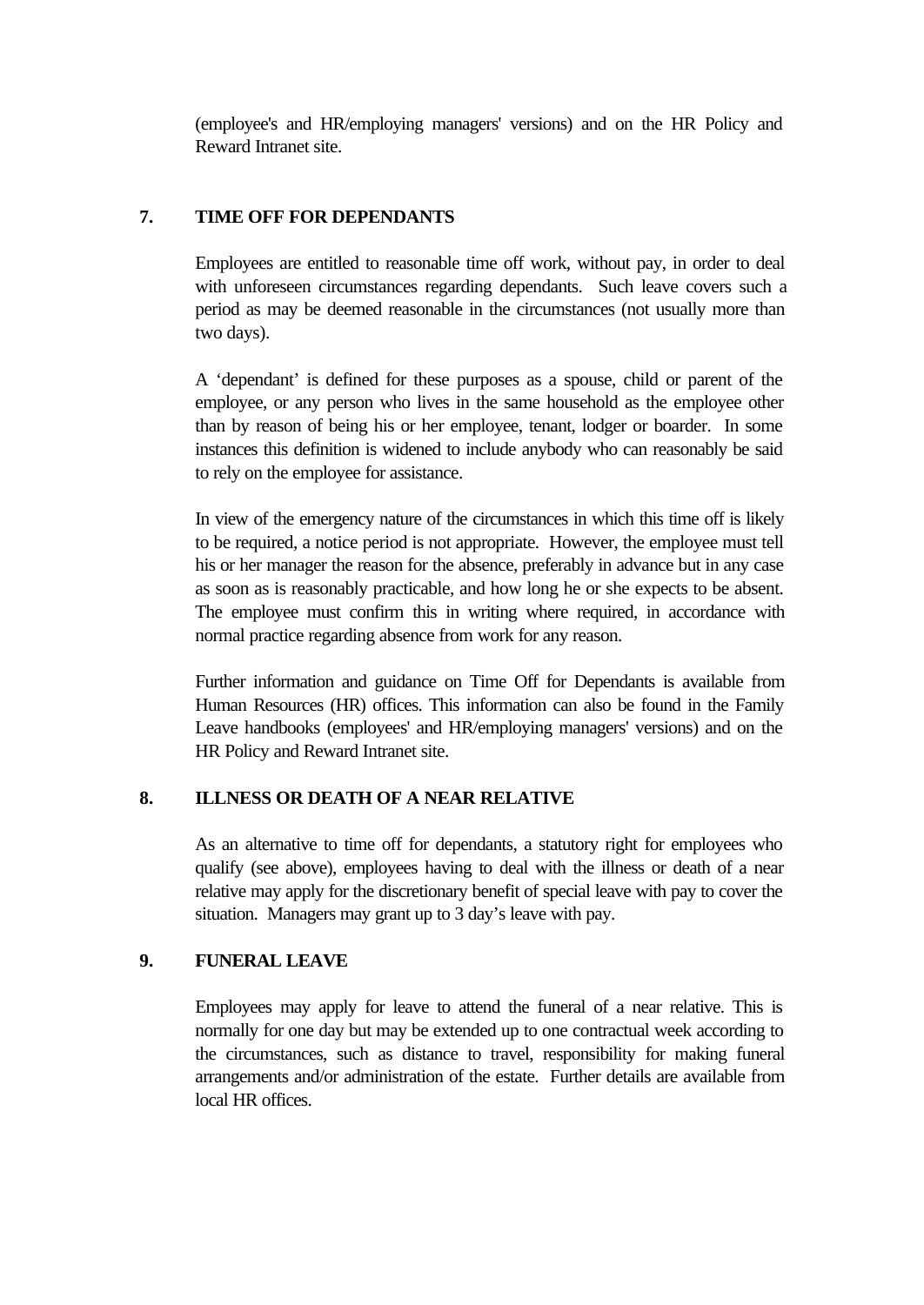(employee's and HR/employing managers' versions) and on the HR Policy and Reward Intranet site.

## 7. TIME OFF FOR DEPENDANTS

Employees are entitled to reasonable time off work, without pay, in order to deal with unforeseen circumstances regarding dependants. Such leave covers such a period as may be deemed reasonable in the circumstances (not usually more than two days).

A 'dependant' is defined for these purposes as a spouse, child or parent of the employee, or any person who lives in the same household as the employee other than by reason of being his or her employee, tenant, lodger or boarder. In some instances this definition is widened to include anybody who can reasonably be said to rely on the employee for assistance.

In view of the emergency nature of the circumstances in which this time off is likely to be required, a notice period is not appropriate. However, the employee must tell his or her manager the reason for the absence, preferably in advance but in any case as soon as is reasonably practicable, and how long he or she expects to be absent. The employee must confirm this in writing where required, in accordance with normal practice regarding absence from work for any reason.

Further information and guidance on Time Off for Dependants is available from Human Resources (HR) offices. This information can also be found in the Family Leave handbooks (employees' and HR/employing managers' versions) and on the HR Policy and Reward Intranet site.

## 8. ILLNESS OR DEATH OF A NEAR RELATIVE

As an alternative to time off for dependants, a statutory right for employees who qualify (see above), employees having to deal with the illness or death of a near relative may apply for the discretionary benefit of special leave with pay to cover the situation. Managers may grant up to 3 day's leave with pay.

## 9. FUNERAL LEAVE

Employees may apply for leave to attend the funeral of a near relative. This is normally for one day but may be extended up to one contractual week according to the circumstances, such as distance to travel, responsibility for making funeral arrangements and/or administration of the estate. Further details are available from local HR offices.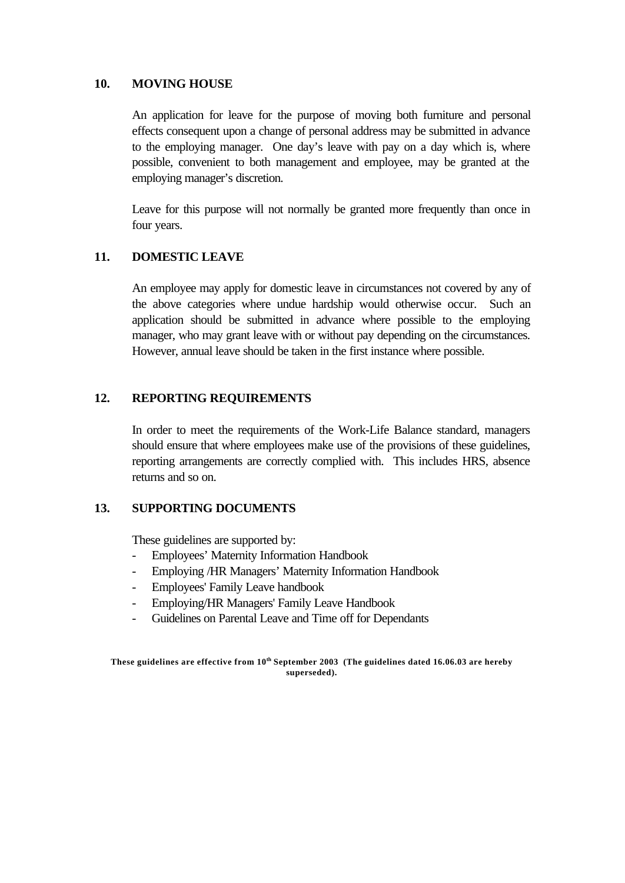## 10. MOVING HOUSE

An application for leave for the purpose of moving both furniture and personal effects consequent upon a change of personal address may be submitted in advance to the employing manager. One day's leave with pay on a day which is, where possible, convenient to both management and employee, may be granted at the employing manager's discretion.

Leave for this purpose will not normally be granted more frequently than once in four years.

## 11. DOMESTIC LEAVE

An employee may apply for domestic leave in circumstances not covered by any of the above categories where undue hardship would otherwise occur. Such an application should be submitted in advance where possible to the employing manager, who may grant leave with or without pay depending on the circumstances. However, annual leave should be taken in the first instance where possible.

## 12. REPORTING REQUIREMENTS

In order to meet the requirements of the Work-Life Balance standard, managers should ensure that where employees make use of the provisions of these guidelines, reporting arrangements are correctly complied with. This includes HRS, absence returns and so on.

## 13. SUPPORTING DOCUMENTS

These guidelines are supported by:

- Employees' Maternity Information Handbook
- Employing /HR Managers' Maternity Information Handbook
- Employees' Family Leave handbook
- Employing/HR Managers' Family Leave Handbook
- Guidelines on Parental Leave and Time off for Dependants

**These guidelines are effective from 10th September 2003 (The guidelines dated 16.06.03 are hereby superseded).**